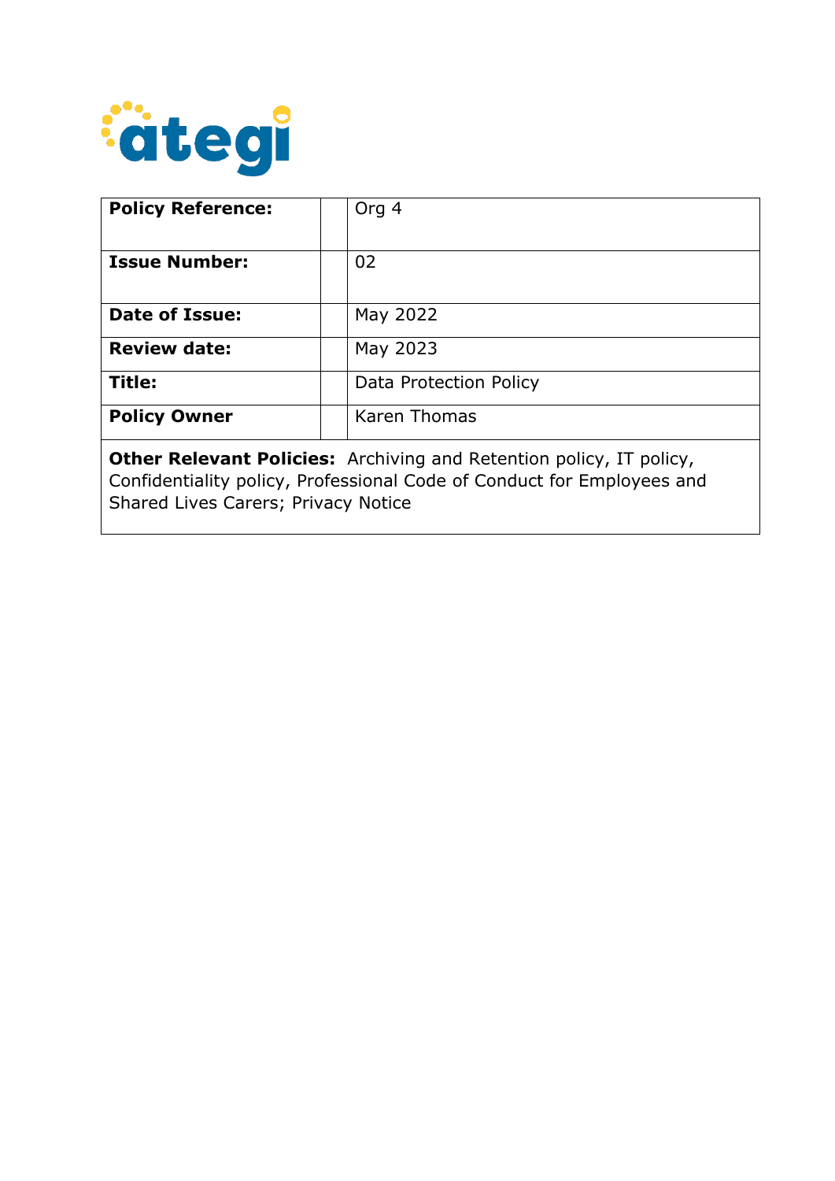| Policy Reference: | | Org 4 |
|---|---|---|
| **Issue Number:** | | 02 |
| **Date of Issue:** | | May 2022 |
| **Review date:** | | May 2023 |
| **Title:** | | Data Protection Policy |
| **Policy Owner** | | Karen Thomas |

**Other Relevant Policies:** Archiving and Retention policy, IT policy, Confidentiality policy, Professional Code of Conduct for Employees and Shared Lives Carers; Privacy Notice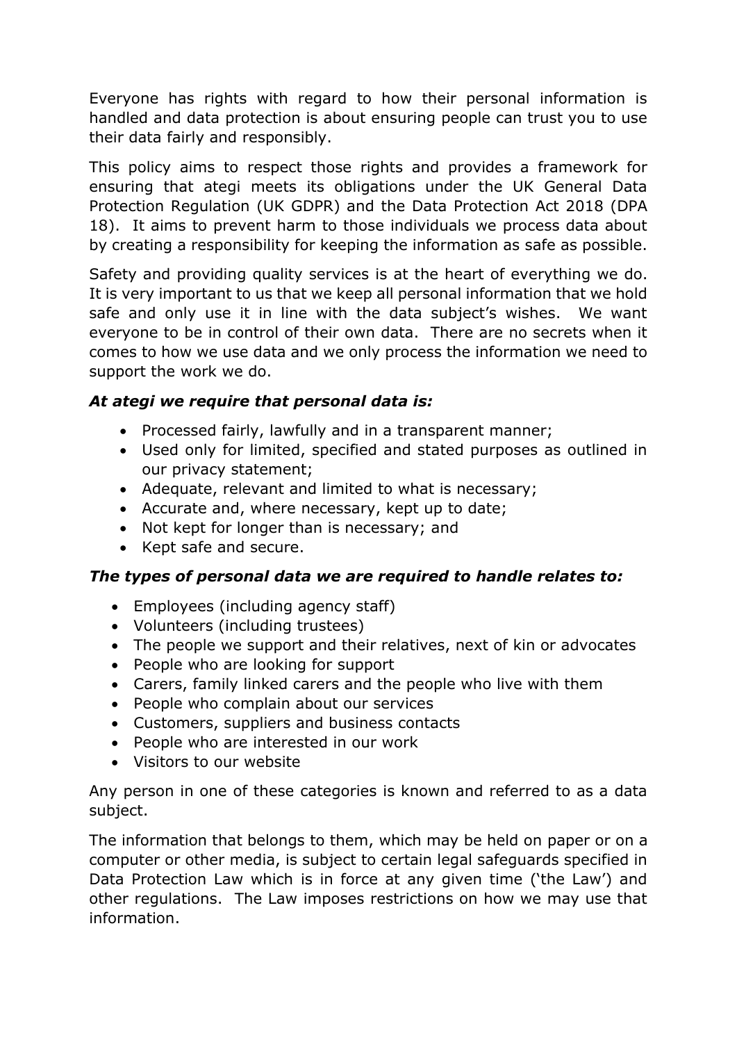Everyone has rights with regard to how their personal information is handled and data protection is about ensuring people can trust you to use their data fairly and responsibly.

This policy aims to respect those rights and provides a framework for ensuring that ategi meets its obligations under the UK General Data Protection Regulation (UK GDPR) and the Data Protection Act 2018 (DPA 18). It aims to prevent harm to those individuals we process data about by creating a responsibility for keeping the information as safe as possible.

Safety and providing quality services is at the heart of everything we do. It is very important to us that we keep all personal information that we hold safe and only use it in line with the data subject's wishes. We want everyone to be in control of their own data. There are no secrets when it comes to how we use data and we only process the information we need to support the work we do.

***At ategi we require that personal data is:***

- Processed fairly, lawfully and in a transparent manner;
- Used only for limited, specified and stated purposes as outlined in our privacy statement;
- Adequate, relevant and limited to what is necessary;
- Accurate and, where necessary, kept up to date;
- Not kept for longer than is necessary; and
- Kept safe and secure.

***The types of personal data we are required to handle relates to:***

- Employees (including agency staff)
- Volunteers (including trustees)
- The people we support and their relatives, next of kin or advocates
- People who are looking for support
- Carers, family linked carers and the people who live with them
- People who complain about our services
- Customers, suppliers and business contacts
- People who are interested in our work
- Visitors to our website

Any person in one of these categories is known and referred to as a data subject.

The information that belongs to them, which may be held on paper or on a computer or other media, is subject to certain legal safeguards specified in Data Protection Law which is in force at any given time ('the Law') and other regulations. The Law imposes restrictions on how we may use that information.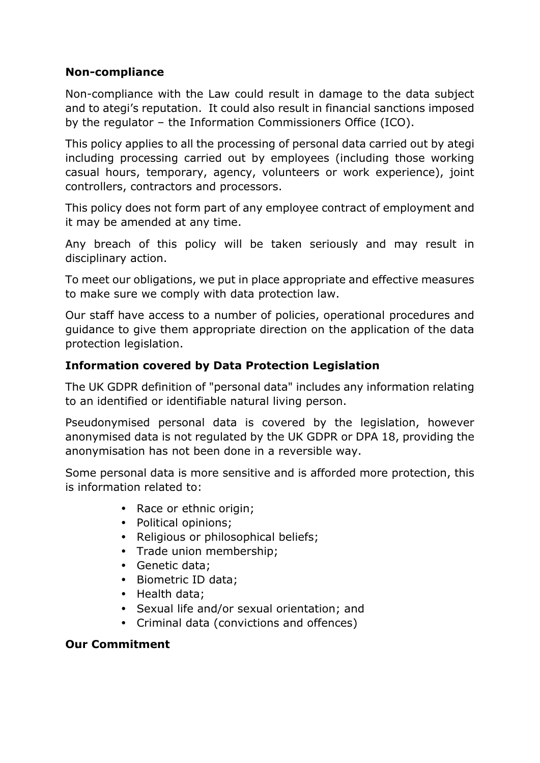**Non-compliance**

Non-compliance with the Law could result in damage to the data subject and to ategi's reputation. It could also result in financial sanctions imposed by the regulator – the Information Commissioners Office (ICO).

This policy applies to all the processing of personal data carried out by ategi including processing carried out by employees (including those working casual hours, temporary, agency, volunteers or work experience), joint controllers, contractors and processors.

This policy does not form part of any employee contract of employment and it may be amended at any time.

Any breach of this policy will be taken seriously and may result in disciplinary action.

To meet our obligations, we put in place appropriate and effective measures to make sure we comply with data protection law.

Our staff have access to a number of policies, operational procedures and guidance to give them appropriate direction on the application of the data protection legislation.

**Information covered by Data Protection Legislation**

The UK GDPR definition of "personal data" includes any information relating to an identified or identifiable natural living person.

Pseudonymised personal data is covered by the legislation, however anonymised data is not regulated by the UK GDPR or DPA 18, providing the anonymisation has not been done in a reversible way.

Some personal data is more sensitive and is afforded more protection, this is information related to:

- Race or ethnic origin;
- Political opinions;
- Religious or philosophical beliefs;
- Trade union membership;
- Genetic data;
- Biometric ID data;
- Health data;
- Sexual life and/or sexual orientation; and
- Criminal data (convictions and offences)

**Our Commitment**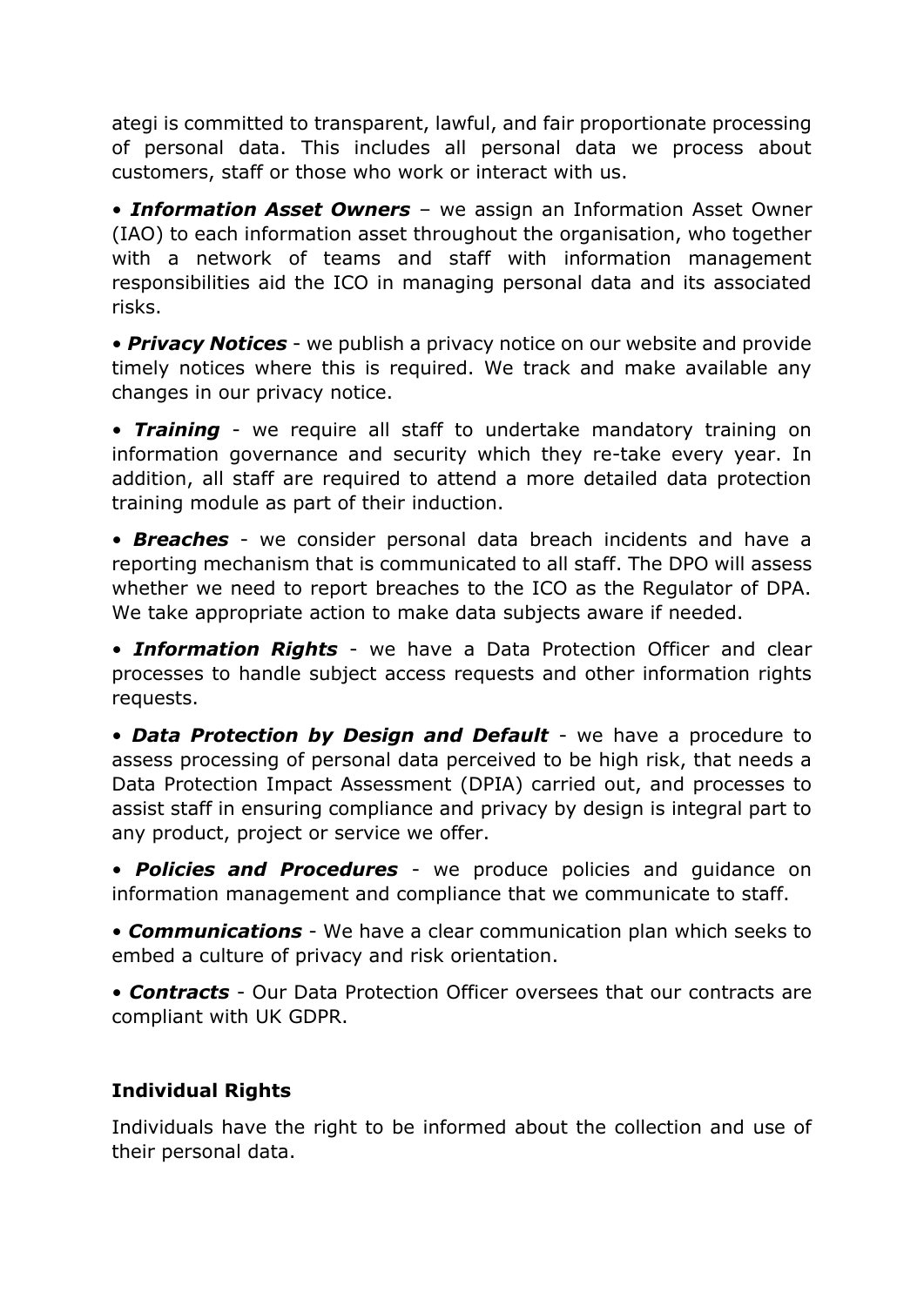ategi is committed to transparent, lawful, and fair proportionate processing of personal data. This includes all personal data we process about customers, staff or those who work or interact with us.

• ***Information Asset Owners*** – we assign an Information Asset Owner (IAO) to each information asset throughout the organisation, who together with a network of teams and staff with information management responsibilities aid the ICO in managing personal data and its associated risks.

• ***Privacy Notices*** - we publish a privacy notice on our website and provide timely notices where this is required. We track and make available any changes in our privacy notice.

• ***Training*** - we require all staff to undertake mandatory training on information governance and security which they re-take every year. In addition, all staff are required to attend a more detailed data protection training module as part of their induction.

• ***Breaches*** - we consider personal data breach incidents and have a reporting mechanism that is communicated to all staff. The DPO will assess whether we need to report breaches to the ICO as the Regulator of DPA. We take appropriate action to make data subjects aware if needed.

• ***Information Rights*** - we have a Data Protection Officer and clear processes to handle subject access requests and other information rights requests.

• ***Data Protection by Design and Default*** - we have a procedure to assess processing of personal data perceived to be high risk, that needs a Data Protection Impact Assessment (DPIA) carried out, and processes to assist staff in ensuring compliance and privacy by design is integral part to any product, project or service we offer.

• ***Policies and Procedures*** - we produce policies and guidance on information management and compliance that we communicate to staff.

• ***Communications*** - We have a clear communication plan which seeks to embed a culture of privacy and risk orientation.

• ***Contracts*** - Our Data Protection Officer oversees that our contracts are compliant with UK GDPR.

## Individual Rights

Individuals have the right to be informed about the collection and use of their personal data.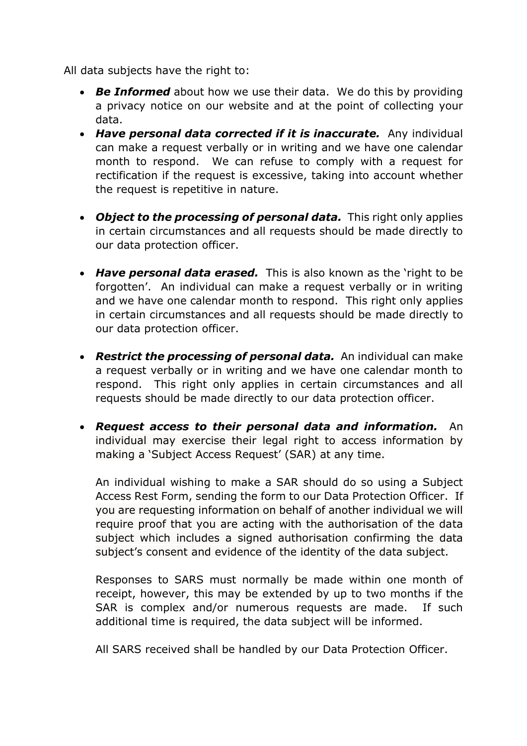All data subjects have the right to:

- ***Be Informed*** about how we use their data. We do this by providing a privacy notice on our website and at the point of collecting your data.
- ***Have personal data corrected if it is inaccurate.*** Any individual can make a request verbally or in writing and we have one calendar month to respond. We can refuse to comply with a request for rectification if the request is excessive, taking into account whether the request is repetitive in nature.

- ***Object to the processing of personal data.*** This right only applies in certain circumstances and all requests should be made directly to our data protection officer.

- ***Have personal data erased.*** This is also known as the 'right to be forgotten'. An individual can make a request verbally or in writing and we have one calendar month to respond. This right only applies in certain circumstances and all requests should be made directly to our data protection officer.

- ***Restrict the processing of personal data.*** An individual can make a request verbally or in writing and we have one calendar month to respond. This right only applies in certain circumstances and all requests should be made directly to our data protection officer.

- ***Request access to their personal data and information.*** An individual may exercise their legal right to access information by making a 'Subject Access Request' (SAR) at any time.

  An individual wishing to make a SAR should do so using a Subject Access Rest Form, sending the form to our Data Protection Officer. If you are requesting information on behalf of another individual we will require proof that you are acting with the authorisation of the data subject which includes a signed authorisation confirming the data subject's consent and evidence of the identity of the data subject.

  Responses to SARS must normally be made within one month of receipt, however, this may be extended by up to two months if the SAR is complex and/or numerous requests are made. If such additional time is required, the data subject will be informed.

  All SARS received shall be handled by our Data Protection Officer.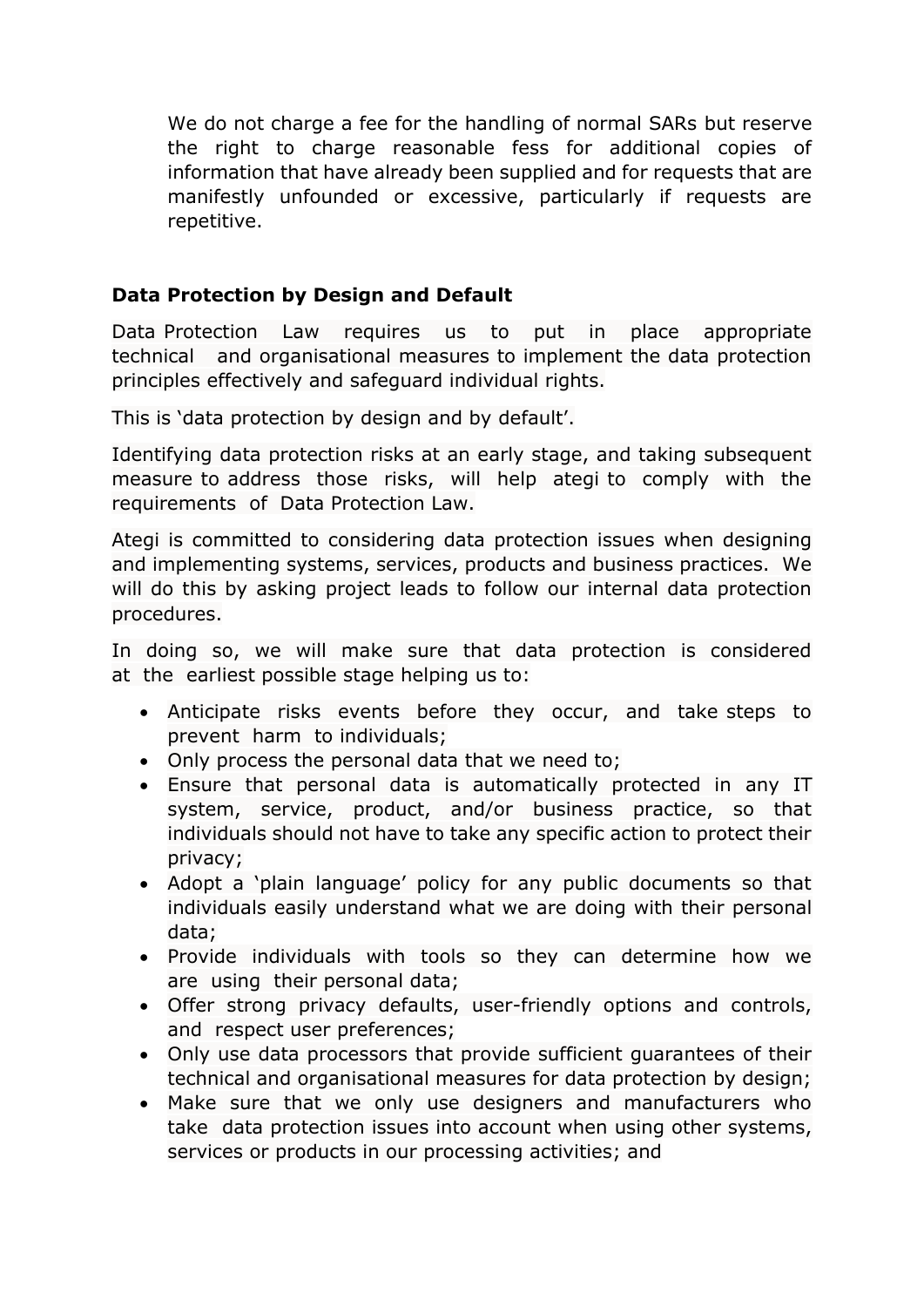We do not charge a fee for the handling of normal SARs but reserve the right to charge reasonable fess for additional copies of information that have already been supplied and for requests that are manifestly unfounded or excessive, particularly if requests are repetitive.

**Data Protection by Design and Default**

Data Protection Law requires us to put in place appropriate technical and organisational measures to implement the data protection principles effectively and safeguard individual rights.

This is 'data protection by design and by default'.

Identifying data protection risks at an early stage, and taking subsequent measure to address those risks, will help ategi to comply with the requirements of Data Protection Law.

Ategi is committed to considering data protection issues when designing and implementing systems, services, products and business practices. We will do this by asking project leads to follow our internal data protection procedures.

In doing so, we will make sure that data protection is considered at the earliest possible stage helping us to:

- Anticipate risks events before they occur, and take steps to prevent harm to individuals;
- Only process the personal data that we need to;
- Ensure that personal data is automatically protected in any IT system, service, product, and/or business practice, so that individuals should not have to take any specific action to protect their privacy;
- Adopt a 'plain language' policy for any public documents so that individuals easily understand what we are doing with their personal data;
- Provide individuals with tools so they can determine how we are using their personal data;
- Offer strong privacy defaults, user-friendly options and controls, and respect user preferences;
- Only use data processors that provide sufficient guarantees of their technical and organisational measures for data protection by design;
- Make sure that we only use designers and manufacturers who take data protection issues into account when using other systems, services or products in our processing activities; and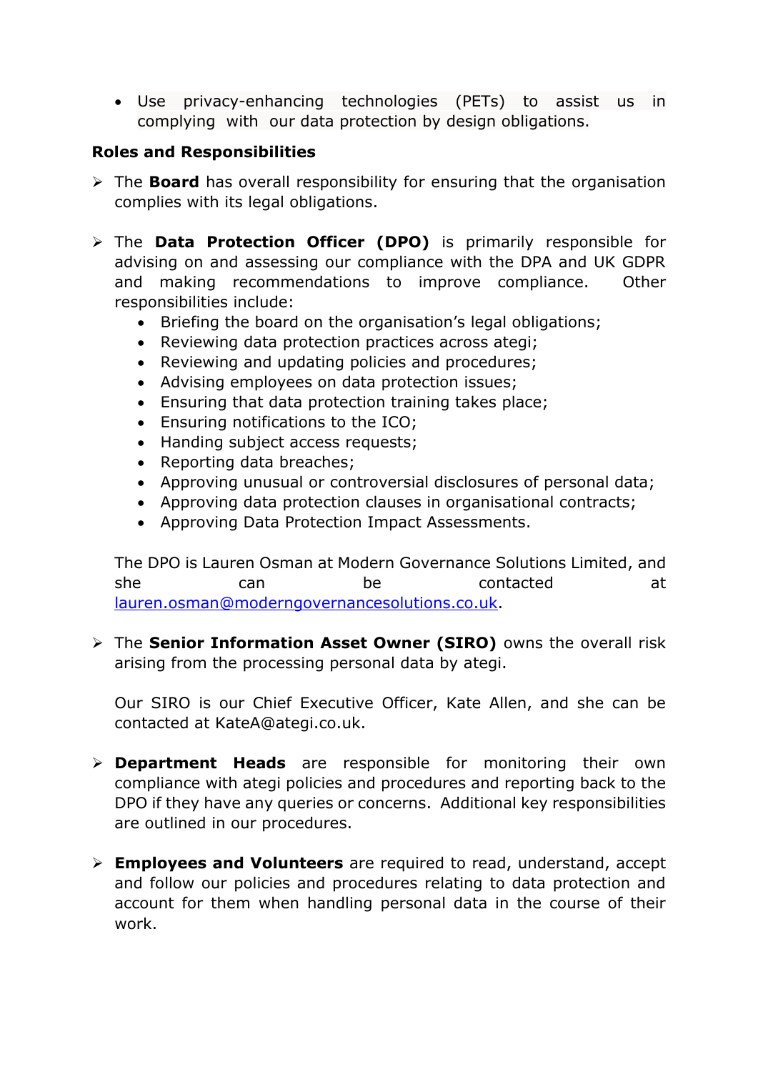- Use privacy-enhancing technologies (PETs) to assist us in complying with our data protection by design obligations.

**Roles and Responsibilities**

- The **Board** has overall responsibility for ensuring that the organisation complies with its legal obligations.

- The **Data Protection Officer (DPO)** is primarily responsible for advising on and assessing our compliance with the DPA and UK GDPR and making recommendations to improve compliance. Other responsibilities include:
  - Briefing the board on the organisation's legal obligations;
  - Reviewing data protection practices across ategi;
  - Reviewing and updating policies and procedures;
  - Advising employees on data protection issues;
  - Ensuring that data protection training takes place;
  - Ensuring notifications to the ICO;
  - Handing subject access requests;
  - Reporting data breaches;
  - Approving unusual or controversial disclosures of personal data;
  - Approving data protection clauses in organisational contracts;
  - Approving Data Protection Impact Assessments.

  The DPO is Lauren Osman at Modern Governance Solutions Limited, and she can be contacted at lauren.osman@moderngovernancesolutions.co.uk.

- The **Senior Information Asset Owner (SIRO)** owns the overall risk arising from the processing personal data by ategi.

  Our SIRO is our Chief Executive Officer, Kate Allen, and she can be contacted at KateA@ategi.co.uk.

- **Department Heads** are responsible for monitoring their own compliance with ategi policies and procedures and reporting back to the DPO if they have any queries or concerns. Additional key responsibilities are outlined in our procedures.

- **Employees and Volunteers** are required to read, understand, accept and follow our policies and procedures relating to data protection and account for them when handling personal data in the course of their work.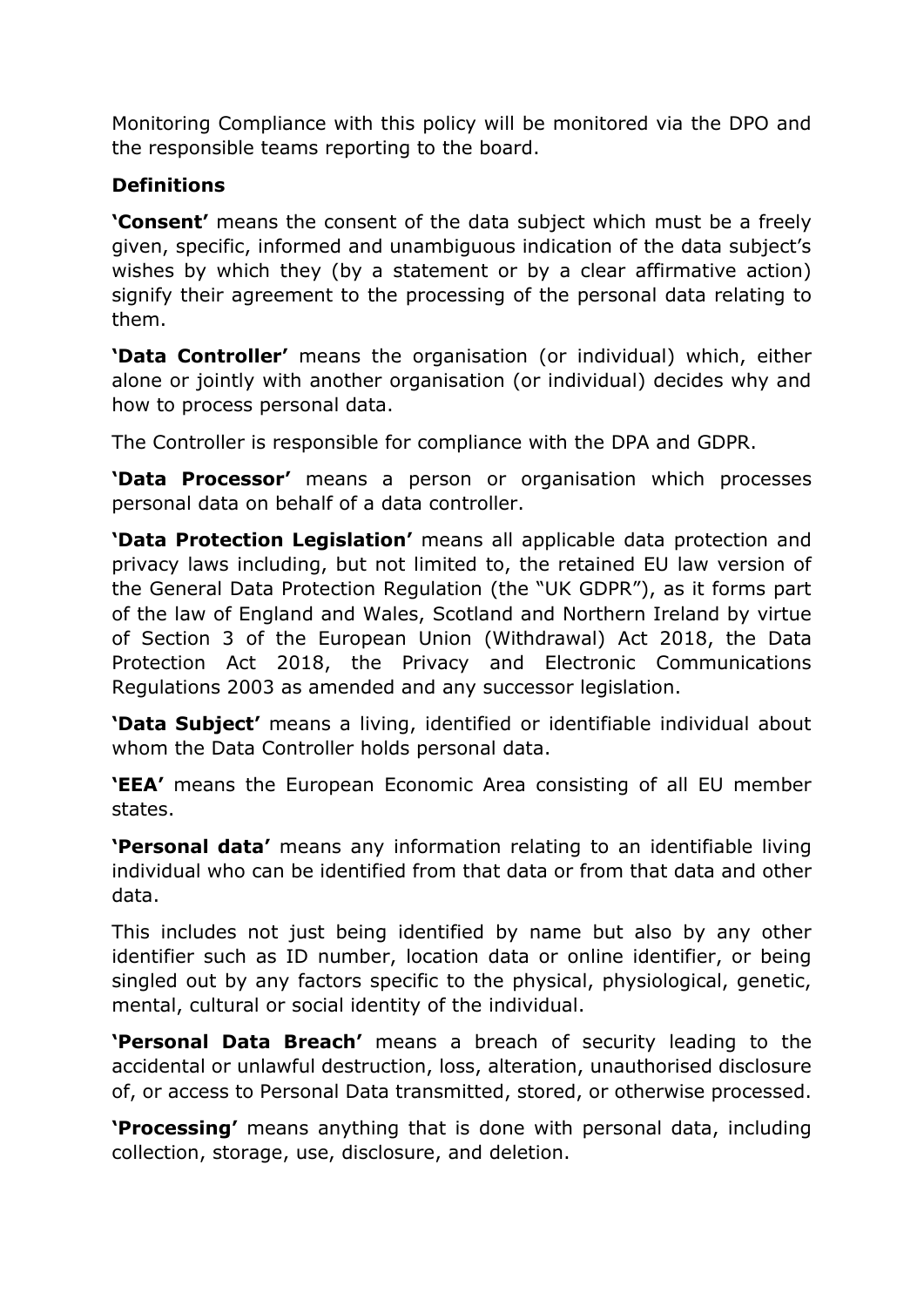Monitoring Compliance with this policy will be monitored via the DPO and the responsible teams reporting to the board.

**Definitions**

**'Consent'** means the consent of the data subject which must be a freely given, specific, informed and unambiguous indication of the data subject's wishes by which they (by a statement or by a clear affirmative action) signify their agreement to the processing of the personal data relating to them.

**'Data Controller'** means the organisation (or individual) which, either alone or jointly with another organisation (or individual) decides why and how to process personal data.

The Controller is responsible for compliance with the DPA and GDPR.

**'Data Processor'** means a person or organisation which processes personal data on behalf of a data controller.

**'Data Protection Legislation'** means all applicable data protection and privacy laws including, but not limited to, the retained EU law version of the General Data Protection Regulation (the "UK GDPR"), as it forms part of the law of England and Wales, Scotland and Northern Ireland by virtue of Section 3 of the European Union (Withdrawal) Act 2018, the Data Protection Act 2018, the Privacy and Electronic Communications Regulations 2003 as amended and any successor legislation.

**'Data Subject'** means a living, identified or identifiable individual about whom the Data Controller holds personal data.

**'EEA'** means the European Economic Area consisting of all EU member states.

**'Personal data'** means any information relating to an identifiable living individual who can be identified from that data or from that data and other data.

This includes not just being identified by name but also by any other identifier such as ID number, location data or online identifier, or being singled out by any factors specific to the physical, physiological, genetic, mental, cultural or social identity of the individual.

**'Personal Data Breach'** means a breach of security leading to the accidental or unlawful destruction, loss, alteration, unauthorised disclosure of, or access to Personal Data transmitted, stored, or otherwise processed.

**'Processing'** means anything that is done with personal data, including collection, storage, use, disclosure, and deletion.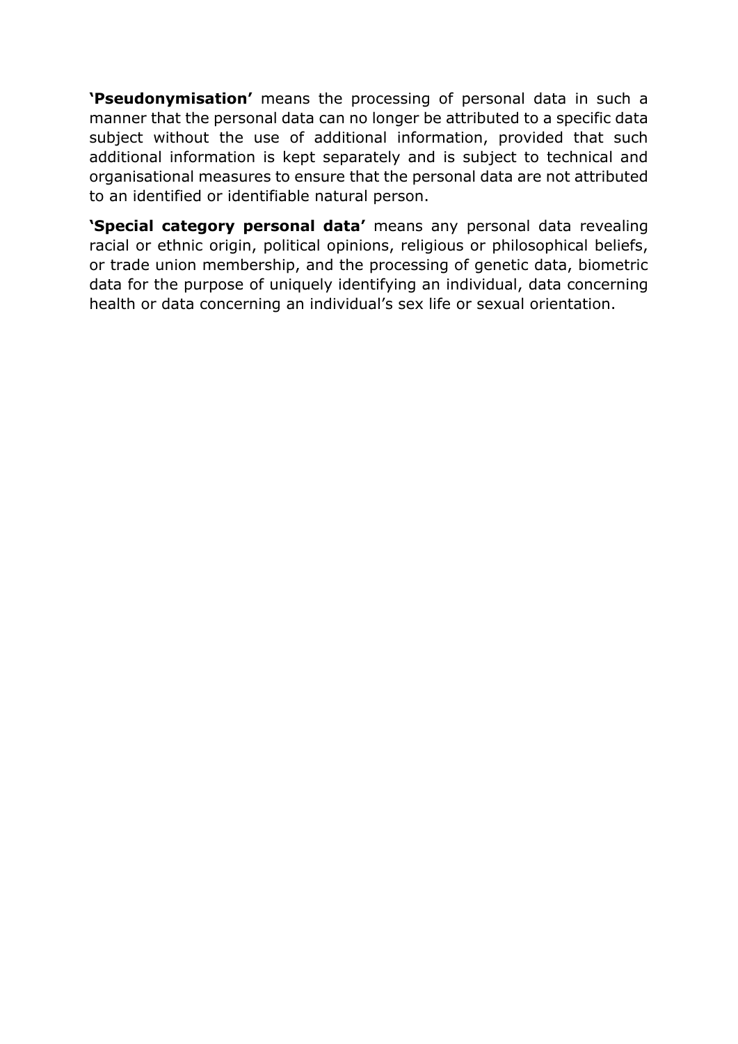**'Pseudonymisation'** means the processing of personal data in such a manner that the personal data can no longer be attributed to a specific data subject without the use of additional information, provided that such additional information is kept separately and is subject to technical and organisational measures to ensure that the personal data are not attributed to an identified or identifiable natural person.

**'Special category personal data'** means any personal data revealing racial or ethnic origin, political opinions, religious or philosophical beliefs, or trade union membership, and the processing of genetic data, biometric data for the purpose of uniquely identifying an individual, data concerning health or data concerning an individual's sex life or sexual orientation.